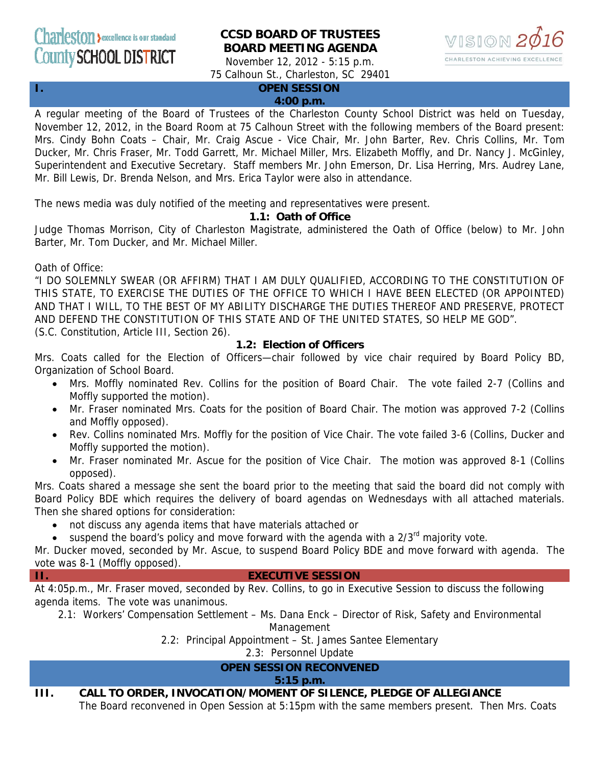Charleston County SCHOOL DISTRICT — excellence is our standard

# CCSD BOARD OF TRUSTEES
# BOARD MEETING AGENDA

November 12, 2012 - 5:15 p.m.
75 Calhoun St., Charleston, SC 29401

VISION 2016 — CHARLESTON ACHIEVING EXCELLENCE

## I. OPEN SESSION
**4:00 p.m.**

A regular meeting of the Board of Trustees of the Charleston County School District was held on Tuesday, November 12, 2012, in the Board Room at 75 Calhoun Street with the following members of the Board present: Mrs. Cindy Bohn Coats – Chair, Mr. Craig Ascue - Vice Chair, Mr. John Barter, Rev. Chris Collins, Mr. Tom Ducker, Mr. Chris Fraser, Mr. Todd Garrett, Mr. Michael Miller, Mrs. Elizabeth Moffly, and Dr. Nancy J. McGinley, Superintendent and Executive Secretary. Staff members Mr. John Emerson, Dr. Lisa Herring, Mrs. Audrey Lane, Mr. Bill Lewis, Dr. Brenda Nelson, and Mrs. Erica Taylor were also in attendance.

The news media was duly notified of the meeting and representatives were present.

### 1.1: Oath of Office

Judge Thomas Morrison, City of Charleston Magistrate, administered the Oath of Office (below) to Mr. John Barter, Mr. Tom Ducker, and Mr. Michael Miller.

Oath of Office:
"I DO SOLEMNLY SWEAR (OR AFFIRM) THAT I AM DULY QUALIFIED, ACCORDING TO THE CONSTITUTION OF THIS STATE, TO EXERCISE THE DUTIES OF THE OFFICE TO WHICH I HAVE BEEN ELECTED (OR APPOINTED) AND THAT I WILL, TO THE BEST OF MY ABILITY DISCHARGE THE DUTIES THEREOF AND PRESERVE, PROTECT AND DEFEND THE CONSTITUTION OF THIS STATE AND OF THE UNITED STATES, SO HELP ME GOD".
(S.C. Constitution, Article III, Section 26).

### 1.2: Election of Officers

Mrs. Coats called for the Election of Officers—chair followed by vice chair required by Board Policy BD, Organization of School Board.

- Mrs. Moffly nominated Rev. Collins for the position of Board Chair. The vote failed 2-7 (Collins and Moffly supported the motion).
- Mr. Fraser nominated Mrs. Coats for the position of Board Chair. The motion was approved 7-2 (Collins and Moffly opposed).
- Rev. Collins nominated Mrs. Moffly for the position of Vice Chair. The vote failed 3-6 (Collins, Ducker and Moffly supported the motion).
- Mr. Fraser nominated Mr. Ascue for the position of Vice Chair. The motion was approved 8-1 (Collins opposed).

Mrs. Coats shared a message she sent the board prior to the meeting that said the board did not comply with Board Policy BDE which requires the delivery of board agendas on Wednesdays with all attached materials. Then she shared options for consideration:

- not discuss any agenda items that have materials attached or
- suspend the board's policy and move forward with the agenda with a 2/3rd majority vote.

Mr. Ducker moved, seconded by Mr. Ascue, to suspend Board Policy BDE and move forward with agenda. The vote was 8-1 (Moffly opposed).

## II. EXECUTIVE SESSION

At 4:05p.m., Mr. Fraser moved, seconded by Rev. Collins, to go in Executive Session to discuss the following agenda items. The vote was unanimous.

2.1: Workers' Compensation Settlement – Ms. Dana Enck – Director of Risk, Safety and Environmental Management
2.2: Principal Appointment – St. James Santee Elementary
2.3: Personnel Update

## OPEN SESSION RECONVENED
**5:15 p.m.**

## III. CALL TO ORDER, INVOCATION/MOMENT OF SILENCE, PLEDGE OF ALLEGIANCE

The Board reconvened in Open Session at 5:15pm with the same members present. Then Mrs. Coats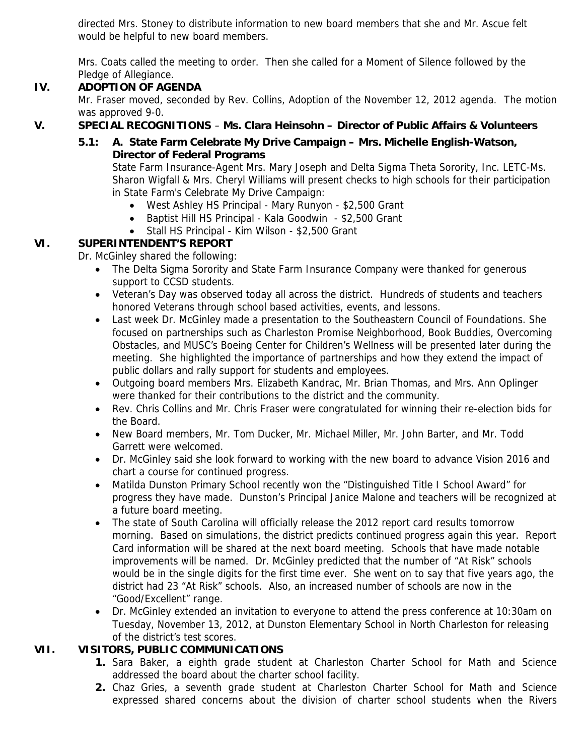directed Mrs. Stoney to distribute information to new board members that she and Mr. Ascue felt would be helpful to new board members.

Mrs. Coats called the meeting to order. Then she called for a Moment of Silence followed by the Pledge of Allegiance.

## IV. ADOPTION OF AGENDA

Mr. Fraser moved, seconded by Rev. Collins, Adoption of the November 12, 2012 agenda. The motion was approved 9-0.

## V. SPECIAL RECOGNITIONS – Ms. Clara Heinsohn – Director of Public Affairs & Volunteers

### 5.1: A. State Farm Celebrate My Drive Campaign – Mrs. Michelle English-Watson, Director of Federal Programs

State Farm Insurance-Agent Mrs. Mary Joseph and Delta Sigma Theta Sorority, Inc. LETC-Ms. Sharon Wigfall & Mrs. Cheryl Williams will present checks to high schools for their participation in State Farm's Celebrate My Drive Campaign:

- West Ashley HS Principal - Mary Runyon - $2,500 Grant
- Baptist Hill HS Principal - Kala Goodwin - $2,500 Grant
- Stall HS Principal - Kim Wilson - $2,500 Grant

## VI. SUPERINTENDENT'S REPORT

Dr. McGinley shared the following:

- The Delta Sigma Sorority and State Farm Insurance Company were thanked for generous support to CCSD students.
- Veteran's Day was observed today all across the district. Hundreds of students and teachers honored Veterans through school based activities, events, and lessons.
- Last week Dr. McGinley made a presentation to the Southeastern Council of Foundations. She focused on partnerships such as Charleston Promise Neighborhood, Book Buddies, Overcoming Obstacles, and MUSC's Boeing Center for Children's Wellness will be presented later during the meeting. She highlighted the importance of partnerships and how they extend the impact of public dollars and rally support for students and employees.
- Outgoing board members Mrs. Elizabeth Kandrac, Mr. Brian Thomas, and Mrs. Ann Oplinger were thanked for their contributions to the district and the community.
- Rev. Chris Collins and Mr. Chris Fraser were congratulated for winning their re-election bids for the Board.
- New Board members, Mr. Tom Ducker, Mr. Michael Miller, Mr. John Barter, and Mr. Todd Garrett were welcomed.
- Dr. McGinley said she look forward to working with the new board to advance Vision 2016 and chart a course for continued progress.
- Matilda Dunston Primary School recently won the "Distinguished Title I School Award" for progress they have made. Dunston's Principal Janice Malone and teachers will be recognized at a future board meeting.
- The state of South Carolina will officially release the 2012 report card results tomorrow morning. Based on simulations, the district predicts continued progress again this year. Report Card information will be shared at the next board meeting. Schools that have made notable improvements will be named. Dr. McGinley predicted that the number of "At Risk" schools would be in the single digits for the first time ever. She went on to say that five years ago, the district had 23 "At Risk" schools. Also, an increased number of schools are now in the "Good/Excellent" range.
- Dr. McGinley extended an invitation to everyone to attend the press conference at 10:30am on Tuesday, November 13, 2012, at Dunston Elementary School in North Charleston for releasing of the district's test scores.

## VII. VISITORS, PUBLIC COMMUNICATIONS

1. Sara Baker, a eighth grade student at Charleston Charter School for Math and Science addressed the board about the charter school facility.
2. Chaz Gries, a seventh grade student at Charleston Charter School for Math and Science expressed shared concerns about the division of charter school students when the Rivers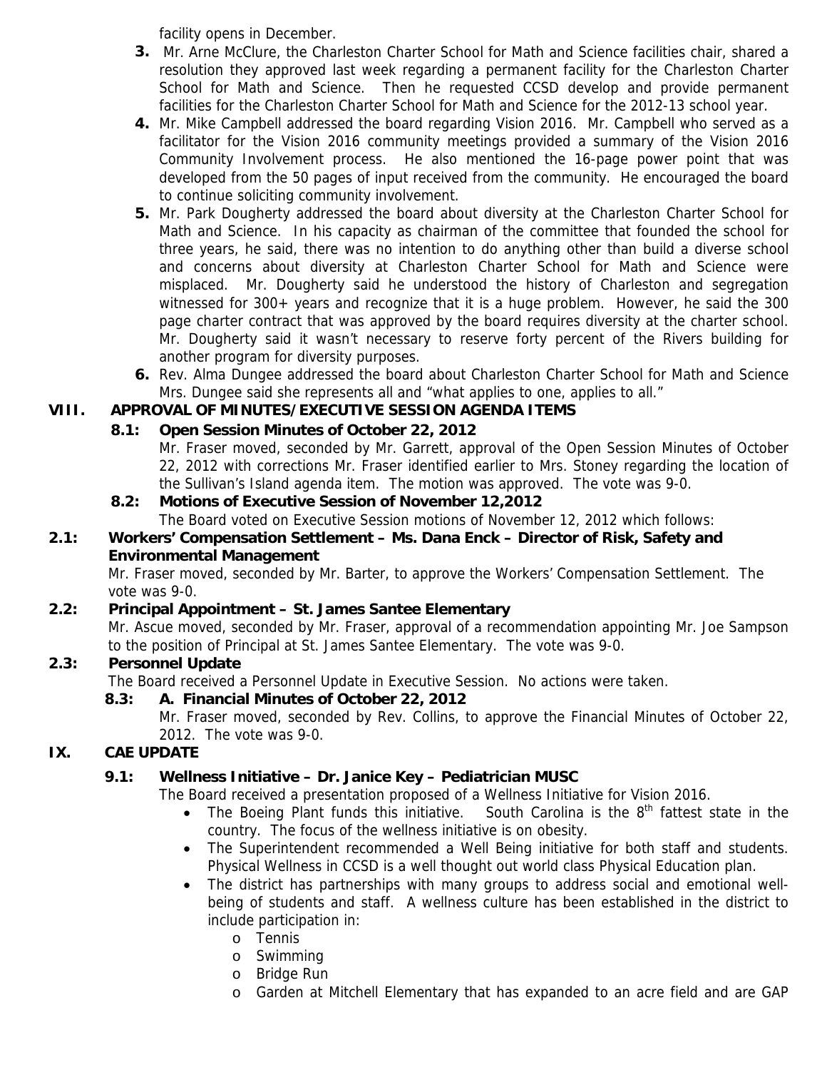facility opens in December.

3. Mr. Arne McClure, the Charleston Charter School for Math and Science facilities chair, shared a resolution they approved last week regarding a permanent facility for the Charleston Charter School for Math and Science. Then he requested CCSD develop and provide permanent facilities for the Charleston Charter School for Math and Science for the 2012-13 school year.
4. Mr. Mike Campbell addressed the board regarding Vision 2016. Mr. Campbell who served as a facilitator for the Vision 2016 community meetings provided a summary of the Vision 2016 Community Involvement process. He also mentioned the 16-page power point that was developed from the 50 pages of input received from the community. He encouraged the board to continue soliciting community involvement.
5. Mr. Park Dougherty addressed the board about diversity at the Charleston Charter School for Math and Science. In his capacity as chairman of the committee that founded the school for three years, he said, there was no intention to do anything other than build a diverse school and concerns about diversity at Charleston Charter School for Math and Science were misplaced. Mr. Dougherty said he understood the history of Charleston and segregation witnessed for 300+ years and recognize that it is a huge problem. However, he said the 300 page charter contract that was approved by the board requires diversity at the charter school. Mr. Dougherty said it wasn't necessary to reserve forty percent of the Rivers building for another program for diversity purposes.
6. Rev. Alma Dungee addressed the board about Charleston Charter School for Math and Science Mrs. Dungee said she represents all and "what applies to one, applies to all."

## VIII. APPROVAL OF MINUTES/EXECUTIVE SESSION AGENDA ITEMS

### 8.1: Open Session Minutes of October 22, 2012

Mr. Fraser moved, seconded by Mr. Garrett, approval of the Open Session Minutes of October 22, 2012 with corrections Mr. Fraser identified earlier to Mrs. Stoney regarding the location of the Sullivan's Island agenda item. The motion was approved. The vote was 9-0.

### 8.2: Motions of Executive Session of November 12,2012

The Board voted on Executive Session motions of November 12, 2012 which follows:

### 2.1: Workers' Compensation Settlement – Ms. Dana Enck – Director of Risk, Safety and Environmental Management

Mr. Fraser moved, seconded by Mr. Barter, to approve the Workers' Compensation Settlement. The vote was 9-0.

### 2.2: Principal Appointment – St. James Santee Elementary

Mr. Ascue moved, seconded by Mr. Fraser, approval of a recommendation appointing Mr. Joe Sampson to the position of Principal at St. James Santee Elementary. The vote was 9-0.

### 2.3: Personnel Update

The Board received a Personnel Update in Executive Session. No actions were taken.

### 8.3: A. Financial Minutes of October 22, 2012

Mr. Fraser moved, seconded by Rev. Collins, to approve the Financial Minutes of October 22, 2012. The vote was 9-0.

## IX. CAE UPDATE

### 9.1: Wellness Initiative – Dr. Janice Key – Pediatrician MUSC

The Board received a presentation proposed of a Wellness Initiative for Vision 2016.

- The Boeing Plant funds this initiative. South Carolina is the 8th fattest state in the country. The focus of the wellness initiative is on obesity.
- The Superintendent recommended a Well Being initiative for both staff and students. Physical Wellness in CCSD is a well thought out world class Physical Education plan.
- The district has partnerships with many groups to address social and emotional well-being of students and staff. A wellness culture has been established in the district to include participation in:
  - Tennis
  - Swimming
  - Bridge Run
  - Garden at Mitchell Elementary that has expanded to an acre field and are GAP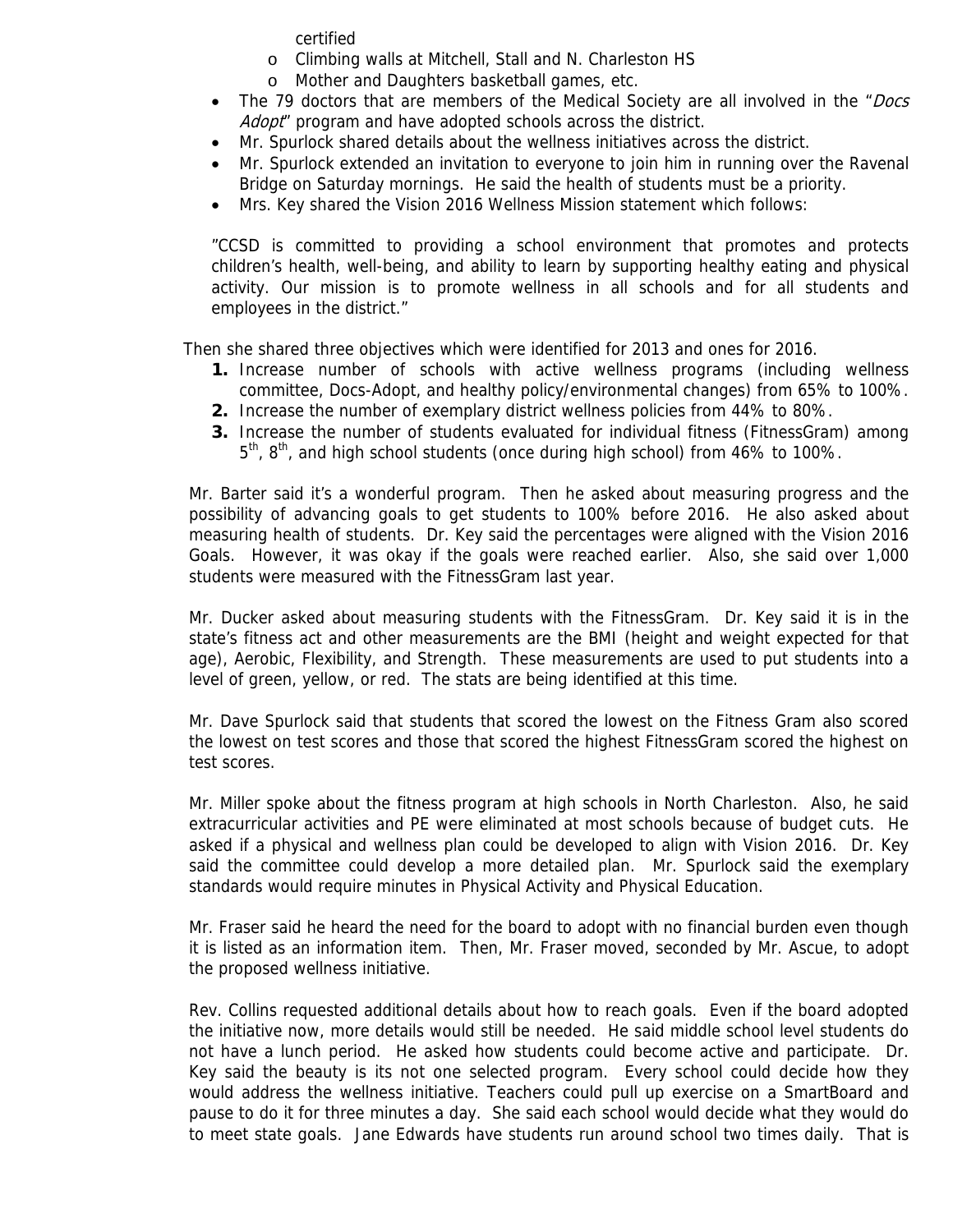certified
    - Climbing walls at Mitchell, Stall and N. Charleston HS
    - Mother and Daughters basketball games, etc.
- The 79 doctors that are members of the Medical Society are all involved in the "*Docs Adopt*" program and have adopted schools across the district.
- Mr. Spurlock shared details about the wellness initiatives across the district.
- Mr. Spurlock extended an invitation to everyone to join him in running over the Ravenal Bridge on Saturday mornings. He said the health of students must be a priority.
- Mrs. Key shared the Vision 2016 Wellness Mission statement which follows:

"CCSD is committed to providing a school environment that promotes and protects children's health, well-being, and ability to learn by supporting healthy eating and physical activity. Our mission is to promote wellness in all schools and for all students and employees in the district."

Then she shared three objectives which were identified for 2013 and ones for 2016.

1. Increase number of schools with active wellness programs (including wellness committee, Docs-Adopt, and healthy policy/environmental changes) from 65% to 100%.
2. Increase the number of exemplary district wellness policies from 44% to 80%.
3. Increase the number of students evaluated for individual fitness (FitnessGram) among 5th, 8th, and high school students (once during high school) from 46% to 100%.

Mr. Barter said it's a wonderful program. Then he asked about measuring progress and the possibility of advancing goals to get students to 100% before 2016. He also asked about measuring health of students. Dr. Key said the percentages were aligned with the Vision 2016 Goals. However, it was okay if the goals were reached earlier. Also, she said over 1,000 students were measured with the FitnessGram last year.

Mr. Ducker asked about measuring students with the FitnessGram. Dr. Key said it is in the state's fitness act and other measurements are the BMI (height and weight expected for that age), Aerobic, Flexibility, and Strength. These measurements are used to put students into a level of green, yellow, or red. The stats are being identified at this time.

Mr. Dave Spurlock said that students that scored the lowest on the Fitness Gram also scored the lowest on test scores and those that scored the highest FitnessGram scored the highest on test scores.

Mr. Miller spoke about the fitness program at high schools in North Charleston. Also, he said extracurricular activities and PE were eliminated at most schools because of budget cuts. He asked if a physical and wellness plan could be developed to align with Vision 2016. Dr. Key said the committee could develop a more detailed plan. Mr. Spurlock said the exemplary standards would require minutes in Physical Activity and Physical Education.

Mr. Fraser said he heard the need for the board to adopt with no financial burden even though it is listed as an information item. Then, Mr. Fraser moved, seconded by Mr. Ascue, to adopt the proposed wellness initiative.

Rev. Collins requested additional details about how to reach goals. Even if the board adopted the initiative now, more details would still be needed. He said middle school level students do not have a lunch period. He asked how students could become active and participate. Dr. Key said the beauty is its not one selected program. Every school could decide how they would address the wellness initiative. Teachers could pull up exercise on a SmartBoard and pause to do it for three minutes a day. She said each school would decide what they would do to meet state goals. Jane Edwards have students run around school two times daily. That is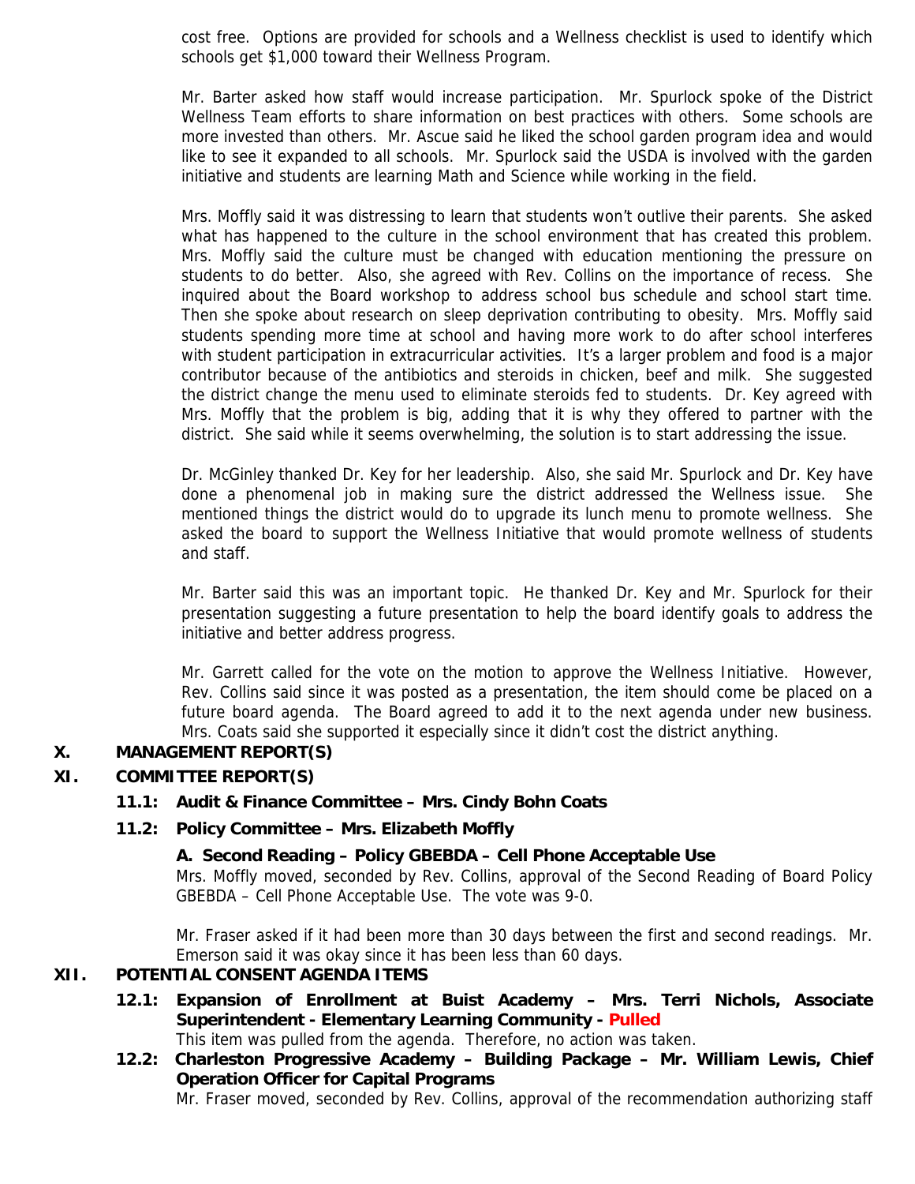cost free. Options are provided for schools and a Wellness checklist is used to identify which schools get $1,000 toward their Wellness Program.

Mr. Barter asked how staff would increase participation. Mr. Spurlock spoke of the District Wellness Team efforts to share information on best practices with others. Some schools are more invested than others. Mr. Ascue said he liked the school garden program idea and would like to see it expanded to all schools. Mr. Spurlock said the USDA is involved with the garden initiative and students are learning Math and Science while working in the field.

Mrs. Moffly said it was distressing to learn that students won't outlive their parents. She asked what has happened to the culture in the school environment that has created this problem. Mrs. Moffly said the culture must be changed with education mentioning the pressure on students to do better. Also, she agreed with Rev. Collins on the importance of recess. She inquired about the Board workshop to address school bus schedule and school start time. Then she spoke about research on sleep deprivation contributing to obesity. Mrs. Moffly said students spending more time at school and having more work to do after school interferes with student participation in extracurricular activities. It's a larger problem and food is a major contributor because of the antibiotics and steroids in chicken, beef and milk. She suggested the district change the menu used to eliminate steroids fed to students. Dr. Key agreed with Mrs. Moffly that the problem is big, adding that it is why they offered to partner with the district. She said while it seems overwhelming, the solution is to start addressing the issue.

Dr. McGinley thanked Dr. Key for her leadership. Also, she said Mr. Spurlock and Dr. Key have done a phenomenal job in making sure the district addressed the Wellness issue. She mentioned things the district would do to upgrade its lunch menu to promote wellness. She asked the board to support the Wellness Initiative that would promote wellness of students and staff.

Mr. Barter said this was an important topic. He thanked Dr. Key and Mr. Spurlock for their presentation suggesting a future presentation to help the board identify goals to address the initiative and better address progress.

Mr. Garrett called for the vote on the motion to approve the Wellness Initiative. However, Rev. Collins said since it was posted as a presentation, the item should come be placed on a future board agenda. The Board agreed to add it to the next agenda under new business. Mrs. Coats said she supported it especially since it didn't cost the district anything.

## X. MANAGEMENT REPORT(S)

## XI. COMMITTEE REPORT(S)

### 11.1: Audit & Finance Committee – Mrs. Cindy Bohn Coats

### 11.2: Policy Committee – Mrs. Elizabeth Moffly

**A. Second Reading – Policy GBEBDA – Cell Phone Acceptable Use**

Mrs. Moffly moved, seconded by Rev. Collins, approval of the Second Reading of Board Policy GBEBDA – Cell Phone Acceptable Use. The vote was 9-0.

Mr. Fraser asked if it had been more than 30 days between the first and second readings. Mr. Emerson said it was okay since it has been less than 60 days.

## XII. POTENTIAL CONSENT AGENDA ITEMS

### 12.1: Expansion of Enrollment at Buist Academy – Mrs. Terri Nichols, Associate Superintendent - Elementary Learning Community - Pulled

This item was pulled from the agenda. Therefore, no action was taken.

### 12.2: Charleston Progressive Academy – Building Package – Mr. William Lewis, Chief Operation Officer for Capital Programs

Mr. Fraser moved, seconded by Rev. Collins, approval of the recommendation authorizing staff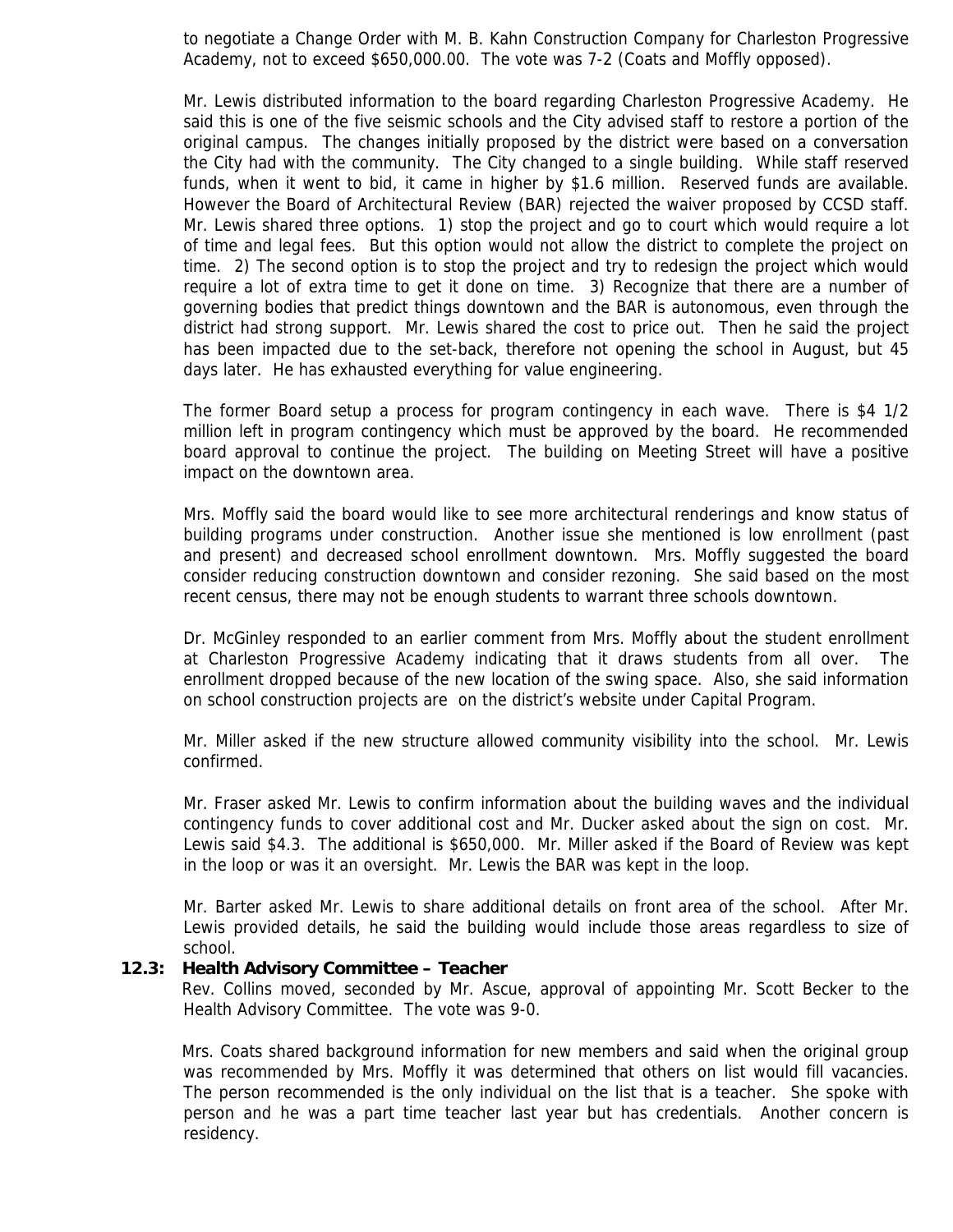to negotiate a Change Order with M. B. Kahn Construction Company for Charleston Progressive Academy, not to exceed $650,000.00. The vote was 7-2 (Coats and Moffly opposed).

Mr. Lewis distributed information to the board regarding Charleston Progressive Academy. He said this is one of the five seismic schools and the City advised staff to restore a portion of the original campus. The changes initially proposed by the district were based on a conversation the City had with the community. The City changed to a single building. While staff reserved funds, when it went to bid, it came in higher by $1.6 million. Reserved funds are available. However the Board of Architectural Review (BAR) rejected the waiver proposed by CCSD staff. Mr. Lewis shared three options. 1) stop the project and go to court which would require a lot of time and legal fees. But this option would not allow the district to complete the project on time. 2) The second option is to stop the project and try to redesign the project which would require a lot of extra time to get it done on time. 3) Recognize that there are a number of governing bodies that predict things downtown and the BAR is autonomous, even through the district had strong support. Mr. Lewis shared the cost to price out. Then he said the project has been impacted due to the set-back, therefore not opening the school in August, but 45 days later. He has exhausted everything for value engineering.

The former Board setup a process for program contingency in each wave. There is $4 1/2 million left in program contingency which must be approved by the board. He recommended board approval to continue the project. The building on Meeting Street will have a positive impact on the downtown area.

Mrs. Moffly said the board would like to see more architectural renderings and know status of building programs under construction. Another issue she mentioned is low enrollment (past and present) and decreased school enrollment downtown. Mrs. Moffly suggested the board consider reducing construction downtown and consider rezoning. She said based on the most recent census, there may not be enough students to warrant three schools downtown.

Dr. McGinley responded to an earlier comment from Mrs. Moffly about the student enrollment at Charleston Progressive Academy indicating that it draws students from all over. The enrollment dropped because of the new location of the swing space. Also, she said information on school construction projects are on the district's website under Capital Program.

Mr. Miller asked if the new structure allowed community visibility into the school. Mr. Lewis confirmed.

Mr. Fraser asked Mr. Lewis to confirm information about the building waves and the individual contingency funds to cover additional cost and Mr. Ducker asked about the sign on cost. Mr. Lewis said $4.3. The additional is $650,000. Mr. Miller asked if the Board of Review was kept in the loop or was it an oversight. Mr. Lewis the BAR was kept in the loop.

Mr. Barter asked Mr. Lewis to share additional details on front area of the school. After Mr. Lewis provided details, he said the building would include those areas regardless to size of school.

**12.3: Health Advisory Committee – Teacher**

Rev. Collins moved, seconded by Mr. Ascue, approval of appointing Mr. Scott Becker to the Health Advisory Committee. The vote was 9-0.

Mrs. Coats shared background information for new members and said when the original group was recommended by Mrs. Moffly it was determined that others on list would fill vacancies. The person recommended is the only individual on the list that is a teacher. She spoke with person and he was a part time teacher last year but has credentials. Another concern is residency.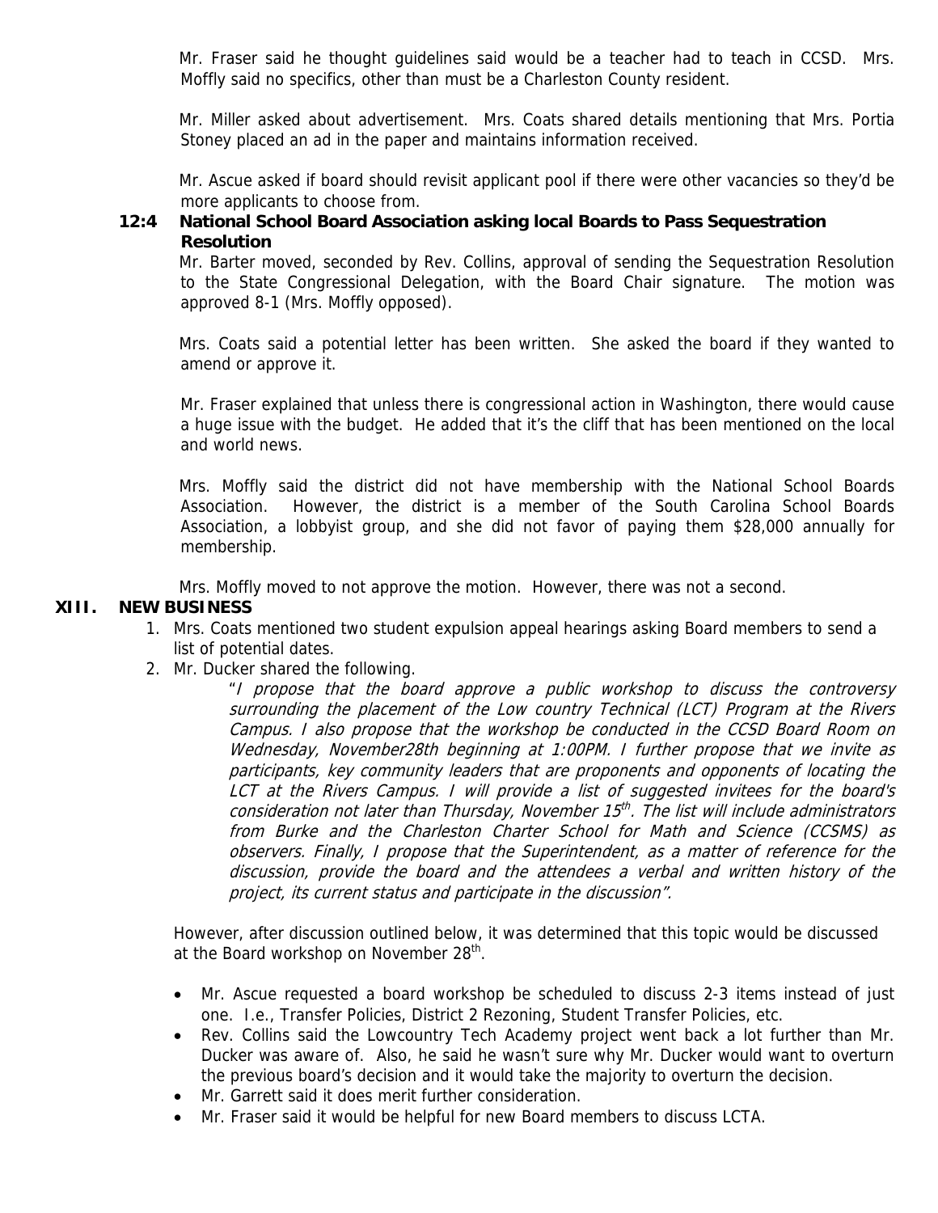Mr. Fraser said he thought guidelines said would be a teacher had to teach in CCSD. Mrs. Moffly said no specifics, other than must be a Charleston County resident.

Mr. Miller asked about advertisement. Mrs. Coats shared details mentioning that Mrs. Portia Stoney placed an ad in the paper and maintains information received.

Mr. Ascue asked if board should revisit applicant pool if there were other vacancies so they'd be more applicants to choose from.

**12:4 National School Board Association asking local Boards to Pass Sequestration Resolution**

Mr. Barter moved, seconded by Rev. Collins, approval of sending the Sequestration Resolution to the State Congressional Delegation, with the Board Chair signature. The motion was approved 8-1 (Mrs. Moffly opposed).

Mrs. Coats said a potential letter has been written. She asked the board if they wanted to amend or approve it.

Mr. Fraser explained that unless there is congressional action in Washington, there would cause a huge issue with the budget. He added that it's the cliff that has been mentioned on the local and world news.

Mrs. Moffly said the district did not have membership with the National School Boards Association. However, the district is a member of the South Carolina School Boards Association, a lobbyist group, and she did not favor of paying them $28,000 annually for membership.

Mrs. Moffly moved to not approve the motion. However, there was not a second.

## XIII. NEW BUSINESS

1. Mrs. Coats mentioned two student expulsion appeal hearings asking Board members to send a list of potential dates.
2. Mr. Ducker shared the following.

   "*I propose that the board approve a public workshop to discuss the controversy surrounding the placement of the Low country Technical (LCT) Program at the Rivers Campus. I also propose that the workshop be conducted in the CCSD Board Room on Wednesday, November28th beginning at 1:00PM. I further propose that we invite as participants, key community leaders that are proponents and opponents of locating the LCT at the Rivers Campus. I will provide a list of suggested invitees for the board's consideration not later than Thursday, November 15th. The list will include administrators from Burke and the Charleston Charter School for Math and Science (CCSMS) as observers. Finally, I propose that the Superintendent, as a matter of reference for the discussion, provide the board and the attendees a verbal and written history of the project, its current status and participate in the discussion*".

However, after discussion outlined below, it was determined that this topic would be discussed at the Board workshop on November 28th.

- Mr. Ascue requested a board workshop be scheduled to discuss 2-3 items instead of just one. I.e., Transfer Policies, District 2 Rezoning, Student Transfer Policies, etc.
- Rev. Collins said the Lowcountry Tech Academy project went back a lot further than Mr. Ducker was aware of. Also, he said he wasn't sure why Mr. Ducker would want to overturn the previous board's decision and it would take the majority to overturn the decision.
- Mr. Garrett said it does merit further consideration.
- Mr. Fraser said it would be helpful for new Board members to discuss LCTA.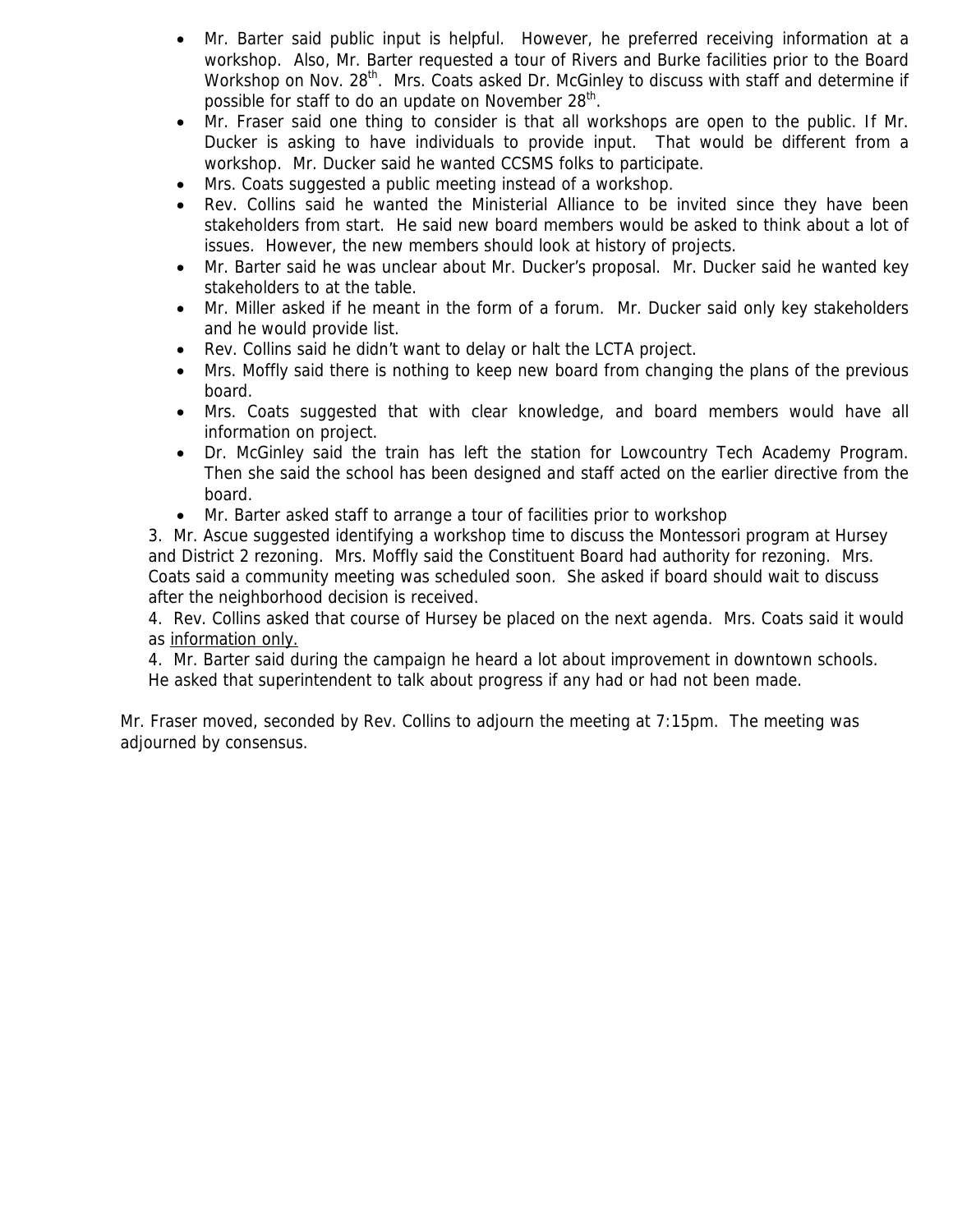- Mr. Barter said public input is helpful. However, he preferred receiving information at a workshop. Also, Mr. Barter requested a tour of Rivers and Burke facilities prior to the Board Workshop on Nov. 28th. Mrs. Coats asked Dr. McGinley to discuss with staff and determine if possible for staff to do an update on November 28th.
- Mr. Fraser said one thing to consider is that all workshops are open to the public. If Mr. Ducker is asking to have individuals to provide input. That would be different from a workshop. Mr. Ducker said he wanted CCSMS folks to participate.
- Mrs. Coats suggested a public meeting instead of a workshop.
- Rev. Collins said he wanted the Ministerial Alliance to be invited since they have been stakeholders from start. He said new board members would be asked to think about a lot of issues. However, the new members should look at history of projects.
- Mr. Barter said he was unclear about Mr. Ducker's proposal. Mr. Ducker said he wanted key stakeholders to at the table.
- Mr. Miller asked if he meant in the form of a forum. Mr. Ducker said only key stakeholders and he would provide list.
- Rev. Collins said he didn't want to delay or halt the LCTA project.
- Mrs. Moffly said there is nothing to keep new board from changing the plans of the previous board.
- Mrs. Coats suggested that with clear knowledge, and board members would have all information on project.
- Dr. McGinley said the train has left the station for Lowcountry Tech Academy Program. Then she said the school has been designed and staff acted on the earlier directive from the board.
- Mr. Barter asked staff to arrange a tour of facilities prior to workshop

3. Mr. Ascue suggested identifying a workshop time to discuss the Montessori program at Hursey and District 2 rezoning. Mrs. Moffly said the Constituent Board had authority for rezoning. Mrs. Coats said a community meeting was scheduled soon. She asked if board should wait to discuss after the neighborhood decision is received.

4. Rev. Collins asked that course of Hursey be placed on the next agenda. Mrs. Coats said it would as <u>information only.</u>

4. Mr. Barter said during the campaign he heard a lot about improvement in downtown schools. He asked that superintendent to talk about progress if any had or had not been made.

Mr. Fraser moved, seconded by Rev. Collins to adjourn the meeting at 7:15pm. The meeting was adjourned by consensus.